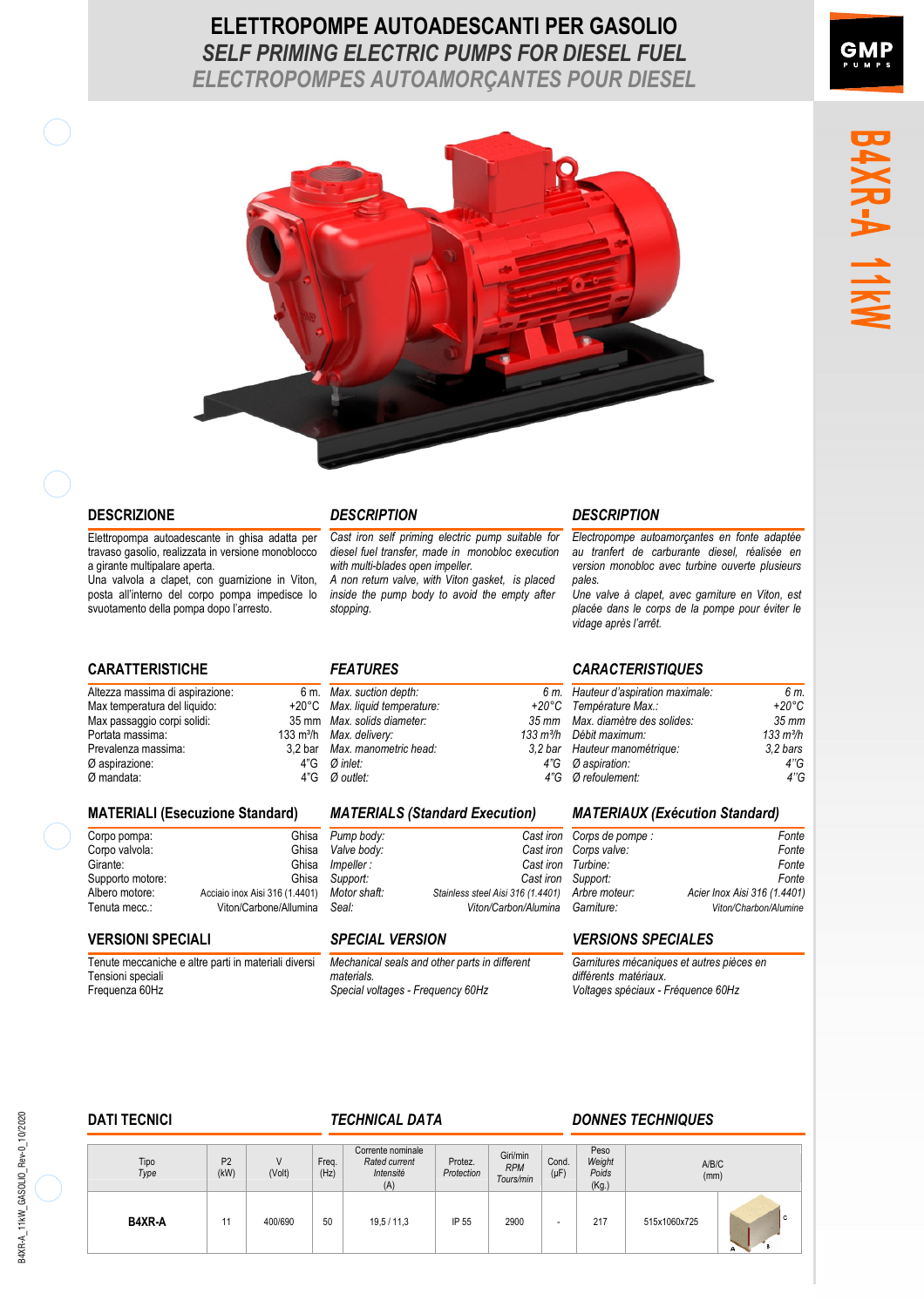# ELETTROPOMPE AUTOADESCANTI PER GASOLIO

## *SELF PRIMING ELECTRIC PUMPS FOR DIESEL FUEL*

## *ELECTROPOMPES AUTOAMORÇANTES POUR DIESEL*

GMP PUMPS

**B4XR-A 11kW**

## DESCRIZIONE

Elettropompa autoadescante in ghisa adatta per travaso gasolio, realizzata in versione monoblocco a girante multipalare aperta.
Una valvola a clapet, con guarnizione in Viton, posta all'interno del corpo pompa impedisce lo svuotamento della pompa dopo l'arresto.

## *DESCRIPTION*

*Cast iron self priming electric pump suitable for diesel fuel transfer, made in monobloc execution with multi-blades open impeller.*
*A non return valve, with Viton gasket, is placed inside the pump body to avoid the empty after stopping.*

## *DESCRIPTION*

*Electropompe autoamorçantes en fonte adaptée au tranfert de carburante diesel, réalisée en version monobloc avec turbine ouverte plusieurs pales.*
*Une valve à clapet, avec garniture en Viton, est placée dans le corps de la pompe pour éviter le vidage après l'arrêt.*

## CARATTERISTICHE

| | |
|---|---|
| Altezza massima di aspirazione: | 6 m. |
| Max temperatura del liquido: | +20°C |
| Max passaggio corpi solidi: | 35 mm |
| Portata massima: | 133 m³/h |
| Prevalenza massima: | 3,2 bar |
| Ø aspirazione: | 4"G |
| Ø mandata: | 4"G |

## *FEATURES*

| | |
|---|---|
| *Max. suction depth:* | *6 m.* |
| *Max. liquid temperature:* | *+20°C* |
| *Max. solids diameter:* | *35 mm* |
| *Max. delivery:* | *133 m³/h* |
| *Max. manometric head:* | *3,2 bar* |
| *Ø inlet:* | *4"G* |
| *Ø outlet:* | *4"G* |

## *CARACTERISTIQUES*

| | |
|---|---|
| *Hauteur d'aspiration maximale:* | *6 m.* |
| *Température Max.:* | *+20°C* |
| *Max. diamètre des solides:* | *35 mm* |
| *Débit maximum:* | *133 m³/h* |
| *Hauteur manométrique:* | *3,2 bars* |
| *Ø aspiration:* | *4"G* |
| *Ø refoulement:* | *4"G* |

## MATERIALI (Esecuzione Standard)

| | |
|---|---|
| Corpo pompa: | Ghisa |
| Corpo valvola: | Ghisa |
| Girante: | Ghisa |
| Supporto motore: | Ghisa |
| Albero motore: | Acciaio inox Aisi 316 (1.4401) |
| Tenuta mecc.: | Viton/Carbone/Allumina |

## *MATERIALS (Standard Execution)*

| | |
|---|---|
| *Pump body:* | *Cast iron* |
| *Valve body:* | *Cast iron* |
| *Impeller :* | *Cast iron* |
| *Support:* | *Cast iron* |
| *Motor shaft:* | *Stainless steel Aisi 316 (1.4401)* |
| *Seal:* | *Viton/Carbon/Alumina* |

## *MATERIAUX (Exécution Standard)*

| | |
|---|---|
| *Corps de pompe :* | *Fonte* |
| *Corps valve:* | *Fonte* |
| *Turbine:* | *Fonte* |
| *Support:* | *Fonte* |
| *Arbre moteur:* | *Acier Inox Aisi 316 (1.4401)* |
| *Garniture:* | *Viton/Charbon/Alumine* |

## VERSIONI SPECIALI

Tenute meccaniche e altre parti in materiali diversi
Tensioni speciali
Frequenza 60Hz

## *SPECIAL VERSION*

*Mechanical seals and other parts in different materials.*
*Special voltages - Frequency 60Hz*

## *VERSIONS SPECIALES*

*Garnitures mécaniques et autres pièces en différents matériaux.*
*Voltages spéciaux - Fréquence 60Hz*

## DATI TECNICI / *TECHNICAL DATA* / *DONNES TECHNIQUES*

| Tipo *Type* | P2 (kW) | V (Volt) | Freq. (Hz) | Corrente nominale *Rated current* *Intensité* (A) | Protez. *Protection* | Giri/min *RPM* *Tours/min* | Cond. (µF) | Peso *Weight* *Poids* (Kg.) | A/B/C (mm) | |
|---|---|---|---|---|---|---|---|---|---|---|
| **B4XR-A** | 11 | 400/690 | 50 | 19,5 / 11,3 | IP 55 | 2900 | - | 217 | 515x1060x725 | |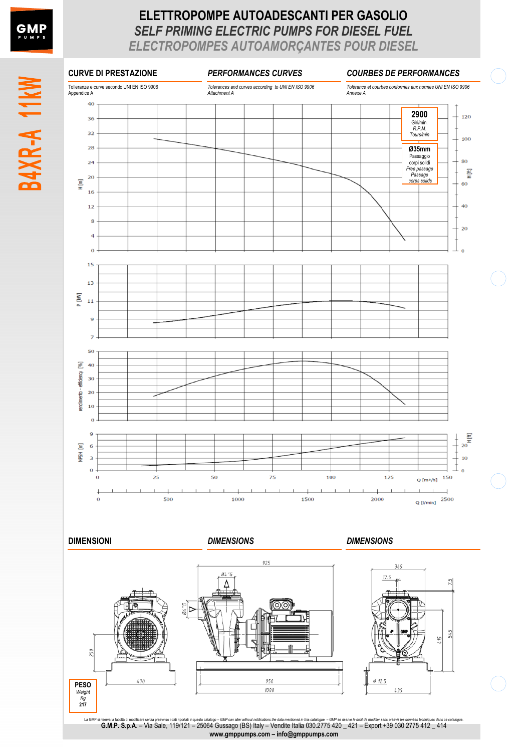# ELETTROPOMPE AUTOADESCANTI PER GASOLIO
## *SELF PRIMING ELECTRIC PUMPS FOR DIESEL FUEL*
## *ELECTROPOMPES AUTOAMORÇANTES POUR DIESEL*

B4XR-A 11kW

### CURVE DI PRESTAZIONE — *PERFORMANCES CURVES* — *COURBES DE PERFORMANCES*

Tolleranze e curve secondo UNI EN ISO 9906 Appendice A

*Tolerances and curves according to UNI EN ISO 9906 Attachment A*

*Tolérance et courbes conformes aux normes UNI EN ISO 9906 Annexe A*

**2900** Giri/min. *R.P.M.* *Tours/min*

**Ø35mm** Passaggio corpi solidi *Free passage* *Passage corps solids*

H [m]: 0, 4, 8, 12, 16, 20, 24, 28, 32, 36, 40

H [ft]: 0, 20, 40, 60, 80, 100, 120

P [kW]: 7, 9, 11, 13, 15

rendimento - efficiency [%]: 0, 10, 20, 30, 40, 50

NPSH [m]: 0, 3, 6, 9

H [ft]: 0, 10, 20

Q [m³/h]: 0, 25, 50, 75, 100, 125, 150

Q [l/min]: 0, 500, 1000, 1500, 2000, 2500

### DIMENSIONI — *DIMENSIONS* — *DIMENSIONS*

925

Ø4"G

Ø4"G

250

470

950

1000

365

12.5

75

545

415

Ø 12.5

435

**PESO** *Weight* *Kg* **217**

La GMP si riserva la facoltà di modificare senza preavviso i dati riportati in questo catalogo – *GMP can alter without notifications the data mentioned in this catalogue.* – *GMP se reserve le droit de modifier sans préavis les données techniques dans ce catalogue.*

**G.M.P. S.p.A.** – Via Sale, 119/121 – 25064 Gussago (BS) Italy – Vendite Italia 030.2775 420 _ 421 – Export +39 030 2775 412 _ 414

**www.gmppumps.com – info@gmppumps.com**